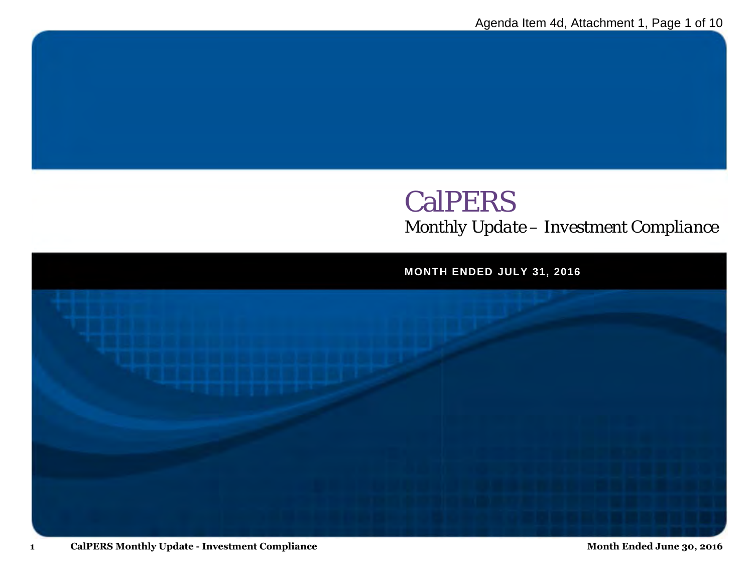# CalPERS

*Monthly Update – Investment Compliance*

**MONTH ENDED JULY 31, 2016**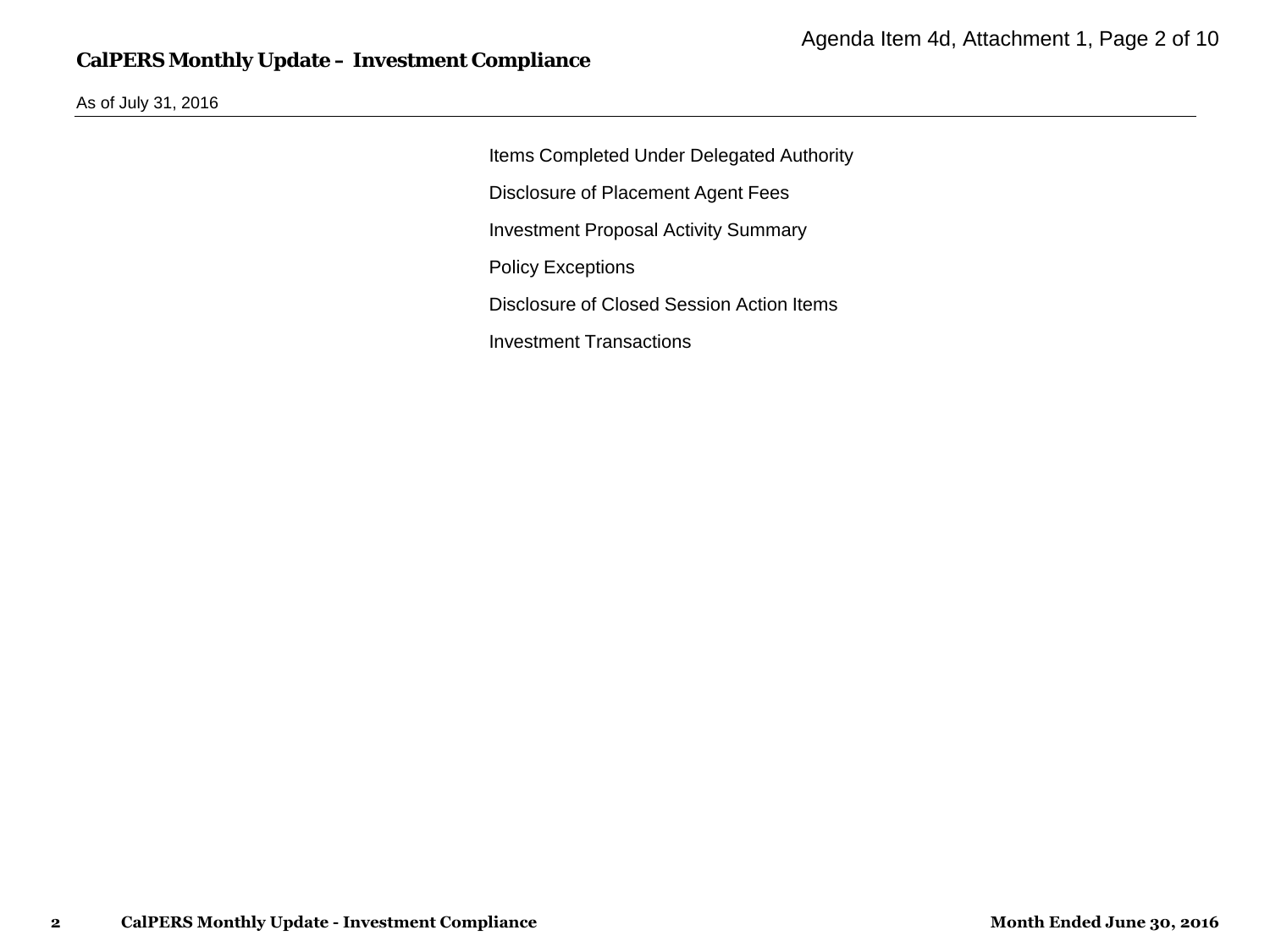# CalPERS Monthly Update – Investment Compliance

As of July 31, 2016

- Items Completed Under Delegated Authority
- Disclosure of Placement Agent Fees
- Investment Proposal Activity Summary
- Policy Exceptions
- Disclosure of Closed Session Action Items
- Investment Transactions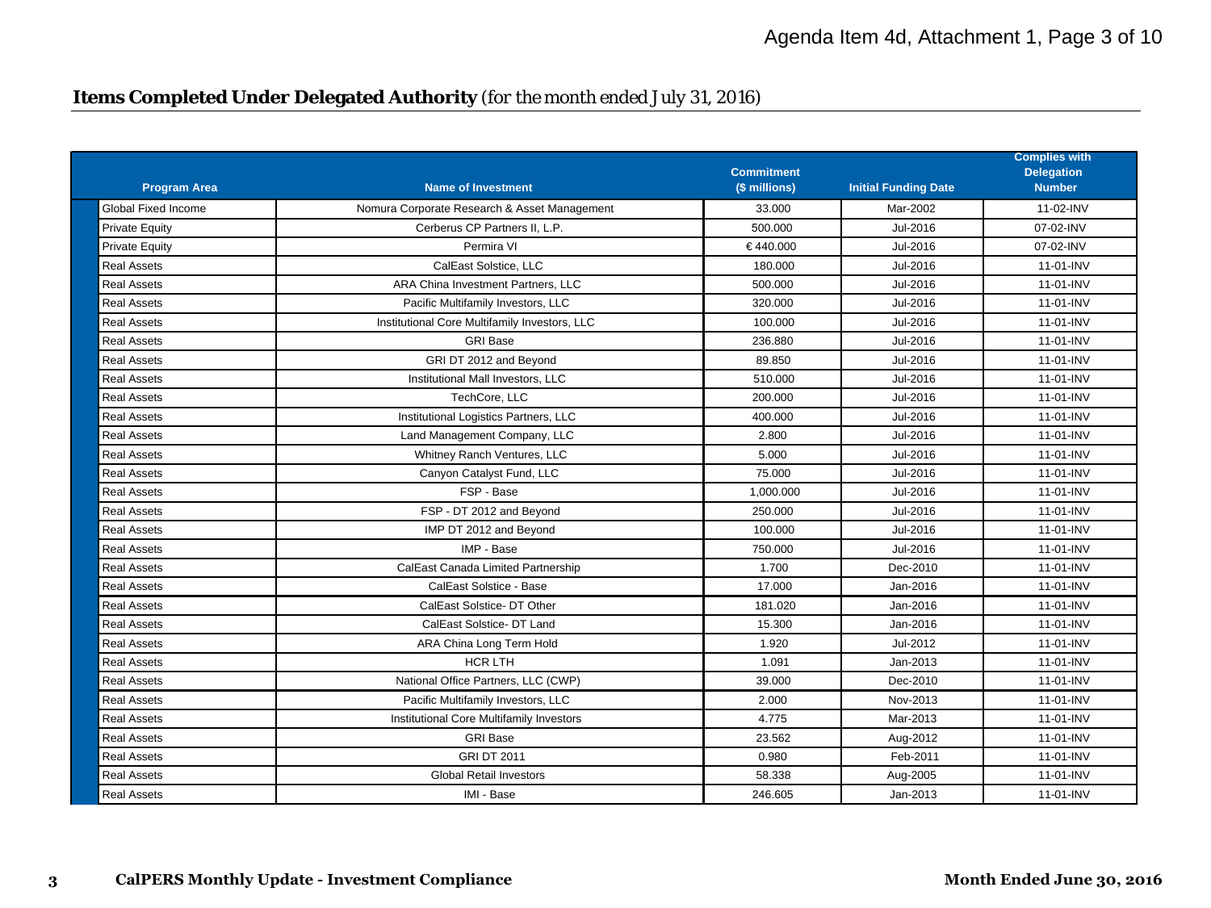## **Items Completed Under Delegated Authority** (for the month ended July 31, 2016)

| Program Area | Name of Investment | Commitment ($ millions) | Initial Funding Date | Complies with Delegation Number |
|---|---|---|---|---|
| Global Fixed Income | Nomura Corporate Research & Asset Management | 33.000 | Mar-2002 | 11-02-INV |
| Private Equity | Cerberus CP Partners II, L.P. | 500.000 | Jul-2016 | 07-02-INV |
| Private Equity | Permira VI | € 440.000 | Jul-2016 | 07-02-INV |
| Real Assets | CalEast Solstice, LLC | 180.000 | Jul-2016 | 11-01-INV |
| Real Assets | ARA China Investment Partners, LLC | 500.000 | Jul-2016 | 11-01-INV |
| Real Assets | Pacific Multifamily Investors, LLC | 320.000 | Jul-2016 | 11-01-INV |
| Real Assets | Institutional Core Multifamily Investors, LLC | 100.000 | Jul-2016 | 11-01-INV |
| Real Assets | GRI Base | 236.880 | Jul-2016 | 11-01-INV |
| Real Assets | GRI DT 2012 and Beyond | 89.850 | Jul-2016 | 11-01-INV |
| Real Assets | Institutional Mall Investors, LLC | 510.000 | Jul-2016 | 11-01-INV |
| Real Assets | TechCore, LLC | 200.000 | Jul-2016 | 11-01-INV |
| Real Assets | Institutional Logistics Partners, LLC | 400.000 | Jul-2016 | 11-01-INV |
| Real Assets | Land Management Company, LLC | 2.800 | Jul-2016 | 11-01-INV |
| Real Assets | Whitney Ranch Ventures, LLC | 5.000 | Jul-2016 | 11-01-INV |
| Real Assets | Canyon Catalyst Fund, LLC | 75.000 | Jul-2016 | 11-01-INV |
| Real Assets | FSP - Base | 1,000.000 | Jul-2016 | 11-01-INV |
| Real Assets | FSP - DT 2012 and Beyond | 250.000 | Jul-2016 | 11-01-INV |
| Real Assets | IMP DT 2012 and Beyond | 100.000 | Jul-2016 | 11-01-INV |
| Real Assets | IMP - Base | 750.000 | Jul-2016 | 11-01-INV |
| Real Assets | CalEast Canada Limited Partnership | 1.700 | Dec-2010 | 11-01-INV |
| Real Assets | CalEast Solstice - Base | 17.000 | Jan-2016 | 11-01-INV |
| Real Assets | CalEast Solstice- DT Other | 181.020 | Jan-2016 | 11-01-INV |
| Real Assets | CalEast Solstice- DT Land | 15.300 | Jan-2016 | 11-01-INV |
| Real Assets | ARA China Long Term Hold | 1.920 | Jul-2012 | 11-01-INV |
| Real Assets | HCR LTH | 1.091 | Jan-2013 | 11-01-INV |
| Real Assets | National Office Partners, LLC (CWP) | 39.000 | Dec-2010 | 11-01-INV |
| Real Assets | Pacific Multifamily Investors, LLC | 2.000 | Nov-2013 | 11-01-INV |
| Real Assets | Institutional Core Multifamily Investors | 4.775 | Mar-2013 | 11-01-INV |
| Real Assets | GRI Base | 23.562 | Aug-2012 | 11-01-INV |
| Real Assets | GRI DT 2011 | 0.980 | Feb-2011 | 11-01-INV |
| Real Assets | Global Retail Investors | 58.338 | Aug-2005 | 11-01-INV |
| Real Assets | IMI - Base | 246.605 | Jan-2013 | 11-01-INV |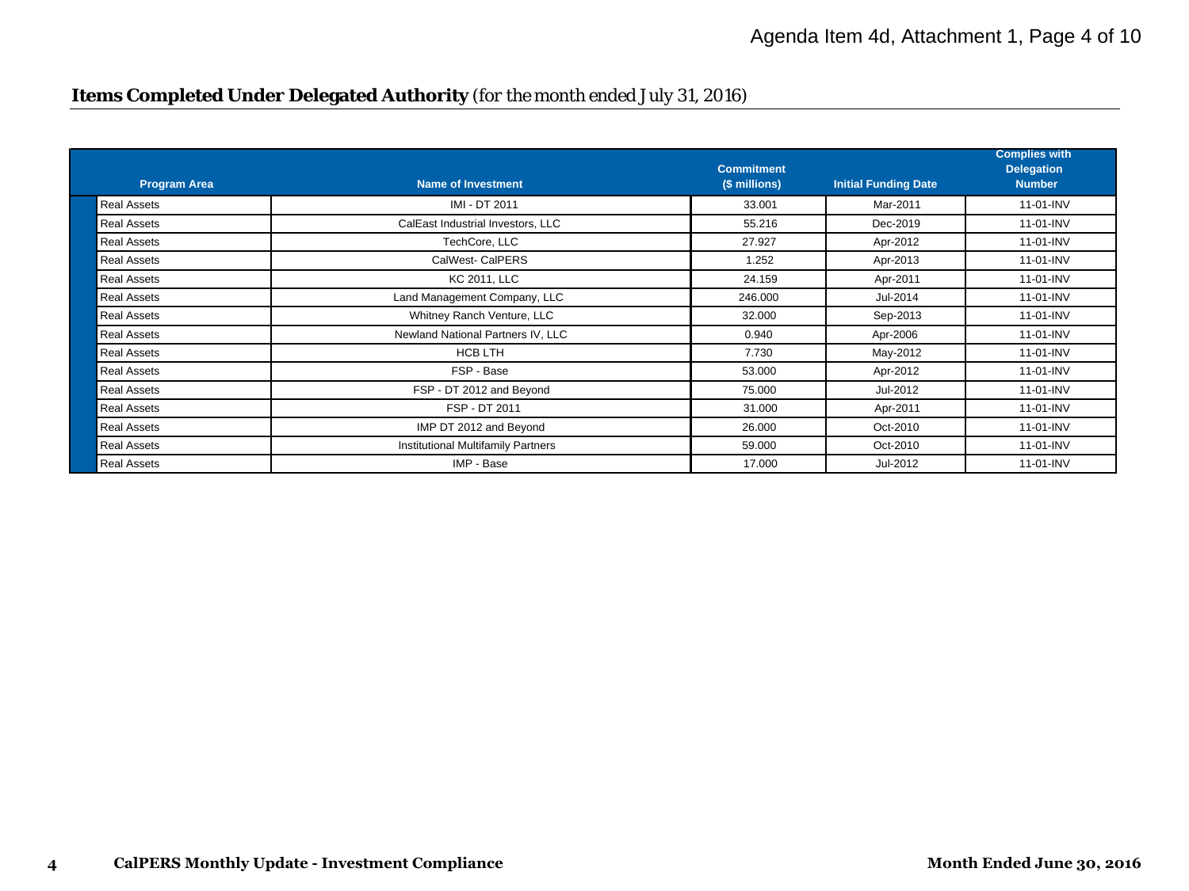**Items Completed Under Delegated Authority** (for the month ended July 31, 2016)

| Program Area | Name of Investment | Commitment ($ millions) | Initial Funding Date | Complies with Delegation Number |
|---|---|---|---|---|
| Real Assets | IMI - DT 2011 | 33.001 | Mar-2011 | 11-01-INV |
| Real Assets | CalEast Industrial Investors, LLC | 55.216 | Dec-2019 | 11-01-INV |
| Real Assets | TechCore, LLC | 27.927 | Apr-2012 | 11-01-INV |
| Real Assets | CalWest- CalPERS | 1.252 | Apr-2013 | 11-01-INV |
| Real Assets | KC 2011, LLC | 24.159 | Apr-2011 | 11-01-INV |
| Real Assets | Land Management Company, LLC | 246.000 | Jul-2014 | 11-01-INV |
| Real Assets | Whitney Ranch Venture, LLC | 32.000 | Sep-2013 | 11-01-INV |
| Real Assets | Newland National Partners IV, LLC | 0.940 | Apr-2006 | 11-01-INV |
| Real Assets | HCB LTH | 7.730 | May-2012 | 11-01-INV |
| Real Assets | FSP - Base | 53.000 | Apr-2012 | 11-01-INV |
| Real Assets | FSP - DT 2012 and Beyond | 75.000 | Jul-2012 | 11-01-INV |
| Real Assets | FSP - DT 2011 | 31.000 | Apr-2011 | 11-01-INV |
| Real Assets | IMP DT 2012 and Beyond | 26.000 | Oct-2010 | 11-01-INV |
| Real Assets | Institutional Multifamily Partners | 59.000 | Oct-2010 | 11-01-INV |
| Real Assets | IMP - Base | 17.000 | Jul-2012 | 11-01-INV |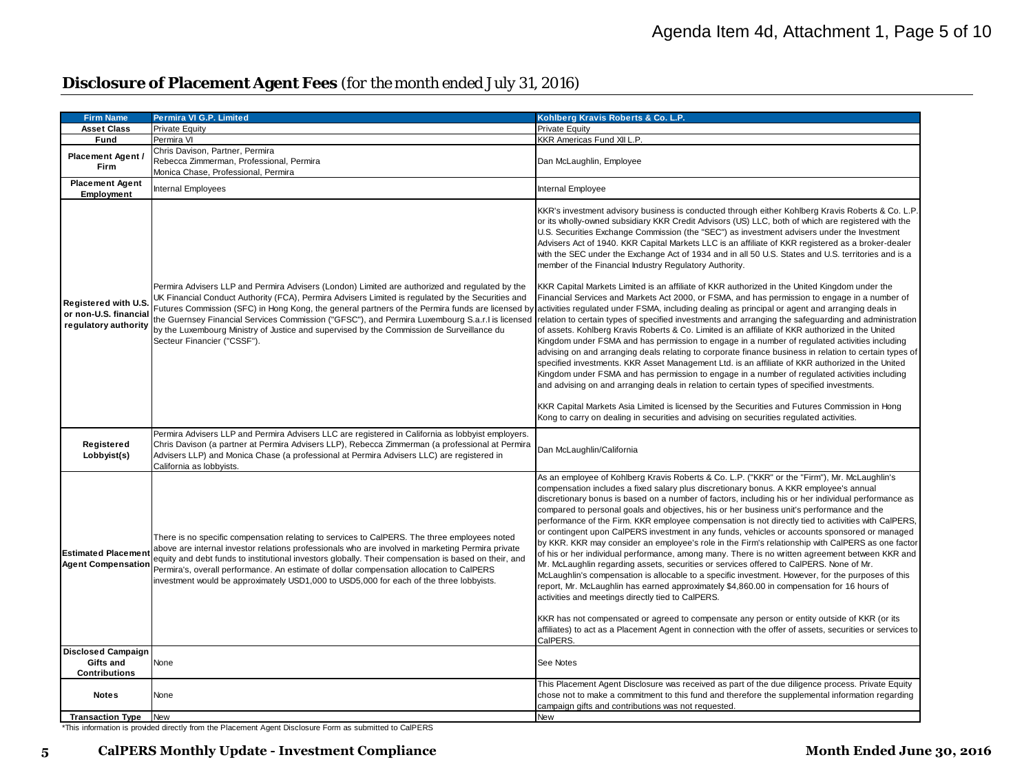**Disclosure of Placement Agent Fees** *(for the month ended July 31, 2016)*

| Firm Name | Permira VI G.P. Limited | Kohlberg Kravis Roberts & Co. L.P. |
|---|---|---|
| Asset Class | Private Equity | Private Equity |
| Fund | Permira VI | KKR Americas Fund XII L.P. |
| Placement Agent / Firm | Chris Davison, Partner, Permira<br>Rebecca Zimmerman, Professional, Permira<br>Monica Chase, Professional, Permira | Dan McLaughlin, Employee |
| Placement Agent Employment | Internal Employees | Internal Employee |
| Registered with U.S. or non-U.S. financial regulatory authority | Permira Advisers LLP and Permira Advisers (London) Limited are authorized and regulated by the UK Financial Conduct Authority (FCA), Permira Advisers Limited is regulated by the Securities and Futures Commission (SFC) in Hong Kong, the general partners of the Permira funds are licensed by the Guernsey Financial Services Commission ("GFSC"), and Permira Luxembourg S.a.r.l is licensed by the Luxembourg Ministry of Justice and supervised by the Commission de Surveillance du Secteur Financier ("CSSF"). | KKR's investment advisory business is conducted through either Kohlberg Kravis Roberts & Co. L.P. or its wholly-owned subsidiary KKR Credit Advisors (US) LLC, both of which are registered with the U.S. Securities Exchange Commission (the "SEC") as investment advisers under the Investment Advisers Act of 1940. KKR Capital Markets LLC is an affiliate of KKR registered as a broker-dealer with the SEC under the Exchange Act of 1934 and in all 50 U.S. States and U.S. territories and is a member of the Financial Industry Regulatory Authority.<br><br>KKR Capital Markets Limited is an affiliate of KKR authorized in the United Kingdom under the Financial Services and Markets Act 2000, or FSMA, and has permission to engage in a number of activities regulated under FSMA, including dealing as principal or agent and arranging deals in relation to certain types of specified investments and arranging the safeguarding and administration of assets. Kohlberg Kravis Roberts & Co. Limited is an affiliate of KKR authorized in the United Kingdom under FSMA and has permission to engage in a number of regulated activities including advising on and arranging deals relating to corporate finance business in relation to certain types of specified investments. KKR Asset Management Ltd. is an affiliate of KKR authorized in the United Kingdom under FSMA and has permission to engage in a number of regulated activities including and advising on and arranging deals in relation to certain types of specified investments.<br><br>KKR Capital Markets Asia Limited is licensed by the Securities and Futures Commission in Hong Kong to carry on dealing in securities and advising on securities regulated activities. |
| Registered Lobbyist(s) | Permira Advisers LLP and Permira Advisers LLC are registered in California as lobbyist employers. Chris Davison (a partner at Permira Advisers LLP), Rebecca Zimmerman (a professional at Permira Advisers LLP) and Monica Chase (a professional at Permira Advisers LLC) are registered in California as lobbyists. | Dan McLaughlin/California |
| Estimated Placement Agent Compensation | There is no specific compensation relating to services to CalPERS. The three employees noted above are internal investor relations professionals who are involved in marketing Permira private equity and debt funds to institutional investors globally. Their compensation is based on their, and Permira's, overall performance. An estimate of dollar compensation allocation to CalPERS investment would be approximately USD1,000 to USD5,000 for each of the three lobbyists. | As an employee of Kohlberg Kravis Roberts & Co. L.P. ("KKR" or the "Firm"), Mr. McLaughlin's compensation includes a fixed salary plus discretionary bonus. A KKR employee's annual discretionary bonus is based on a number of factors, including his or her individual performance as compared to personal goals and objectives, his or her business unit's performance and the performance of the Firm. KKR employee compensation is not directly tied to activities with CalPERS, or contingent upon CalPERS investment in any funds, vehicles or accounts sponsored or managed by KKR. KKR may consider an employee's role in the Firm's relationship with CalPERS as one factor of his or her individual performance, among many. There is no written agreement between KKR and Mr. McLaughlin regarding assets, securities or services offered to CalPERS. None of Mr. McLaughlin's compensation is allocable to a specific investment. However, for the purposes of this report, Mr. McLaughlin has earned approximately $4,860.00 in compensation for 16 hours of activities and meetings directly tied to CalPERS.<br><br>KKR has not compensated or agreed to compensate any person or entity outside of KKR (or its affiliates) to act as a Placement Agent in connection with the offer of assets, securities or services to CalPERS. |
| Disclosed Campaign Gifts and Contributions | None | See Notes |
| Notes | None | This Placement Agent Disclosure was received as part of the due diligence process. Private Equity chose not to make a commitment to this fund and therefore the supplemental information regarding campaign gifts and contributions was not requested. |
| Transaction Type | New | New |

*This information is provided directly from the Placement Agent Disclosure Form as submitted to CalPERS

**CalPERS Monthly Update - Investment Compliance** **Month Ended June 30, 2016**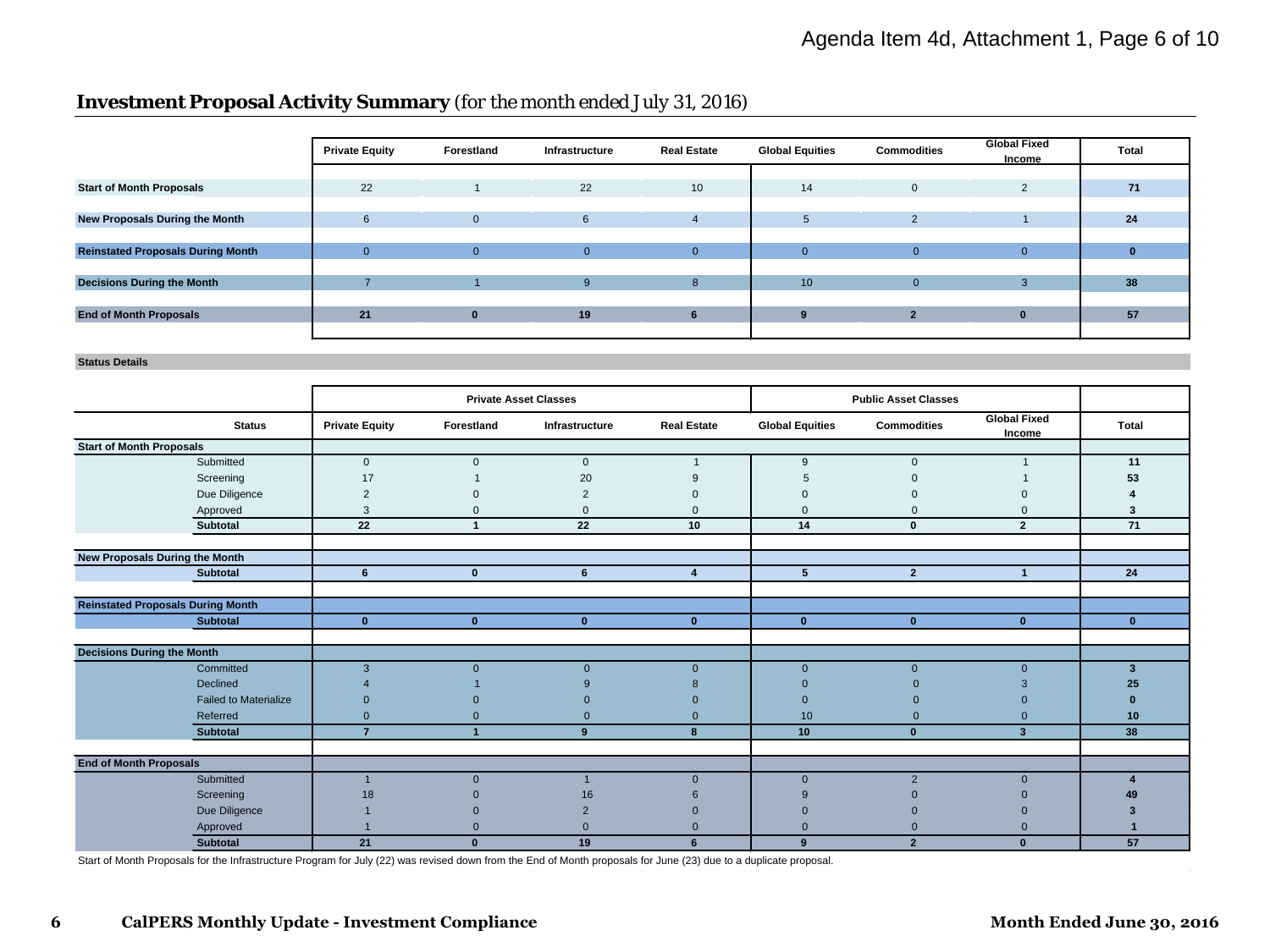## **Investment Proposal Activity Summary** *(for the month ended July 31, 2016)*

| | Private Equity | Forestland | Infrastructure | Real Estate | Global Equities | Commodities | Global Fixed Income | Total |
|---|---|---|---|---|---|---|---|---|
| **Start of Month Proposals** | 22 | 1 | 22 | 10 | 14 | 0 | 2 | **71** |
| **New Proposals During the Month** | 6 | 0 | 6 | 4 | 5 | 2 | 1 | **24** |
| **Reinstated Proposals During Month** | 0 | 0 | 0 | 0 | 0 | 0 | 0 | **0** |
| **Decisions During the Month** | 7 | 1 | 9 | 8 | 10 | 0 | 3 | **38** |
| **End of Month Proposals** | **21** | **0** | **19** | **6** | **9** | **2** | **0** | **57** |

**Status Details**

| | Private Asset Classes | | | | Public Asset Classes | | | |
|---|---|---|---|---|---|---|---|---|
| **Status** | **Private Equity** | **Forestland** | **Infrastructure** | **Real Estate** | **Global Equities** | **Commodities** | **Global Fixed Income** | **Total** |
| **Start of Month Proposals** | | | | | | | | |
| Submitted | 0 | 0 | 0 | 1 | 9 | 0 | 1 | **11** |
| Screening | 17 | 1 | 20 | 9 | 5 | 0 | 1 | **53** |
| Due Diligence | 2 | 0 | 2 | 0 | 0 | 0 | 0 | **4** |
| Approved | 3 | 0 | 0 | 0 | 0 | 0 | 0 | **3** |
| **Subtotal** | **22** | **1** | **22** | **10** | **14** | **0** | **2** | **71** |
| **New Proposals During the Month** | | | | | | | | |
| **Subtotal** | **6** | **0** | **6** | **4** | **5** | **2** | **1** | **24** |
| **Reinstated Proposals During Month** | | | | | | | | |
| **Subtotal** | **0** | **0** | **0** | **0** | **0** | **0** | **0** | **0** |
| **Decisions During the Month** | | | | | | | | |
| Committed | 3 | 0 | 0 | 0 | 0 | 0 | 0 | **3** |
| Declined | 4 | 1 | 9 | 8 | 0 | 0 | 3 | **25** |
| Failed to Materialize | 0 | 0 | 0 | 0 | 0 | 0 | 0 | **0** |
| Referred | 0 | 0 | 0 | 0 | 10 | 0 | 0 | **10** |
| **Subtotal** | **7** | **1** | **9** | **8** | **10** | **0** | **3** | **38** |
| **End of Month Proposals** | | | | | | | | |
| Submitted | 1 | 0 | 1 | 0 | 0 | 2 | 0 | **4** |
| Screening | 18 | 0 | 16 | 6 | 9 | 0 | 0 | **49** |
| Due Diligence | 1 | 0 | 2 | 0 | 0 | 0 | 0 | **3** |
| Approved | 1 | 0 | 0 | 0 | 0 | 0 | 0 | **1** |
| **Subtotal** | **21** | **0** | **19** | **6** | **9** | **2** | **0** | **57** |

Start of Month Proposals for the Infrastructure Program for July (22) was revised down from the End of Month proposals for June (23) due to a duplicate proposal.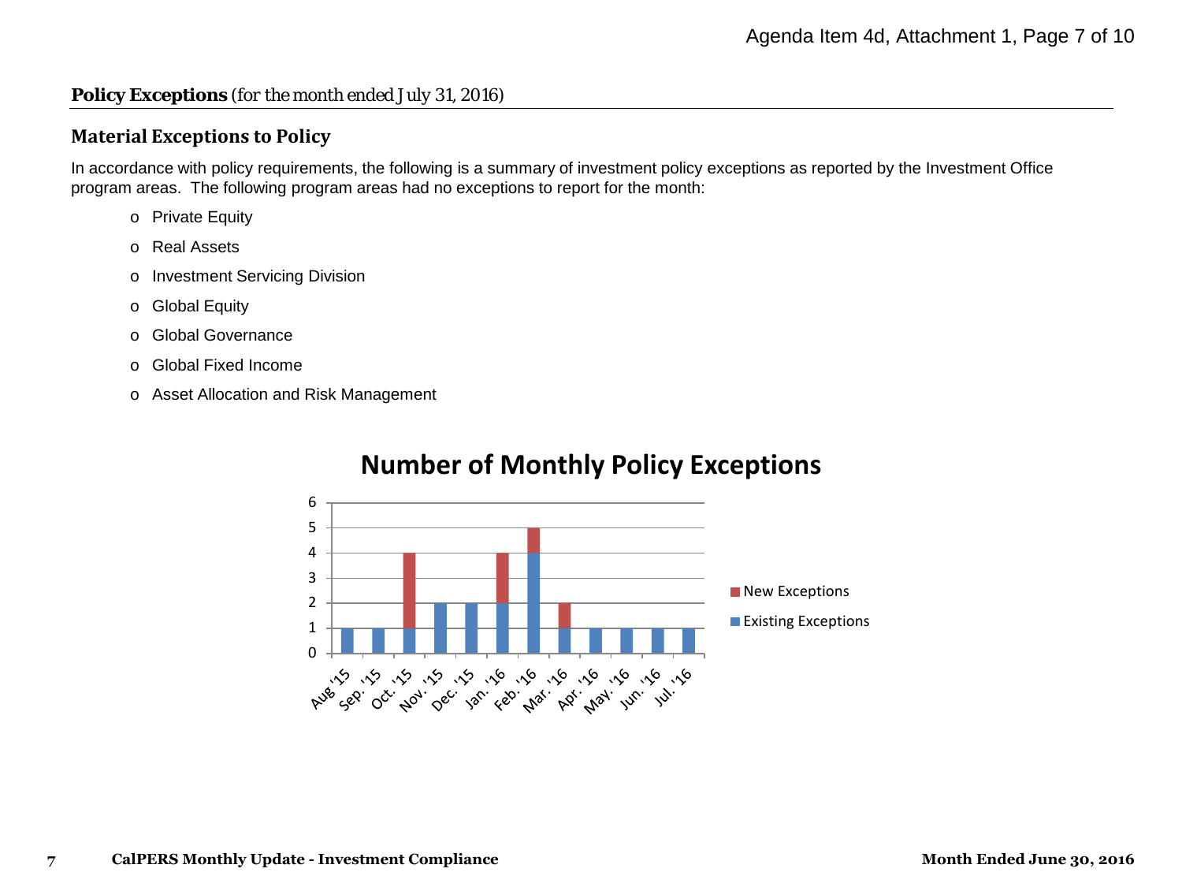**Policy Exceptions** *(for the month ended July 31, 2016)*

### Material Exceptions to Policy

In accordance with policy requirements, the following is a summary of investment policy exceptions as reported by the Investment Office program areas. The following program areas had no exceptions to report for the month:

- Private Equity
- Real Assets
- Investment Servicing Division
- Global Equity
- Global Governance
- Global Fixed Income
- Asset Allocation and Risk Management

**Number of Monthly Policy Exceptions**

| Month | Existing Exceptions | New Exceptions |
|---|---|---|
| Aug '15 | 1 | 0 |
| Sep. '15 | 1 | 0 |
| Oct. '15 | 1 | 3 |
| Nov. '15 | 2 | 0 |
| Dec. '15 | 2 | 0 |
| Jan. '16 | 2 | 2 |
| Feb. '16 | 4 | 1 |
| Mar. '16 | 1 | 1 |
| Apr. '16 | 1 | 0 |
| May. '16 | 1 | 0 |
| Jun. '16 | 1 | 0 |
| Jul. '16 | 1 | 0 |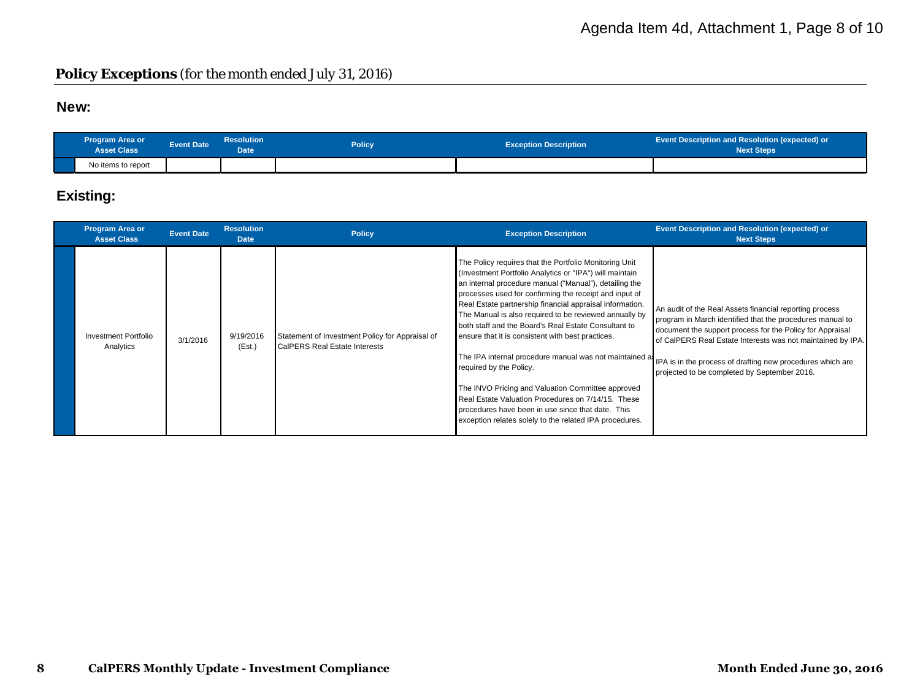**Policy Exceptions** *(for the month ended July 31, 2016)*

## New:

| Program Area or Asset Class | Event Date | Resolution Date | Policy | Exception Description | Event Description and Resolution (expected) or Next Steps |
|---|---|---|---|---|---|
| No items to report | | | | | |

## Existing:

| Program Area or Asset Class | Event Date | Resolution Date | Policy | Exception Description | Event Description and Resolution (expected) or Next Steps |
|---|---|---|---|---|---|
| Investment Portfolio Analytics | 3/1/2016 | 9/19/2016 (Est.) | Statement of Investment Policy for Appraisal of CalPERS Real Estate Interests | The Policy requires that the Portfolio Monitoring Unit (Investment Portfolio Analytics or "IPA") will maintain an internal procedure manual ("Manual"), detailing the processes used for confirming the receipt and input of Real Estate partnership financial appraisal information. The Manual is also required to be reviewed annually by both staff and the Board's Real Estate Consultant to ensure that it is consistent with best practices.<br><br>The IPA internal procedure manual was not maintained as required by the Policy.<br><br>The INVO Pricing and Valuation Committee approved Real Estate Valuation Procedures on 7/14/15. These procedures have been in use since that date. This exception relates solely to the related IPA procedures. | An audit of the Real Assets financial reporting process program in March identified that the procedures manual to document the support process for the Policy for Appraisal of CalPERS Real Estate Interests was not maintained by IPA.<br><br>IPA is in the process of drafting new procedures which are projected to be completed by September 2016. |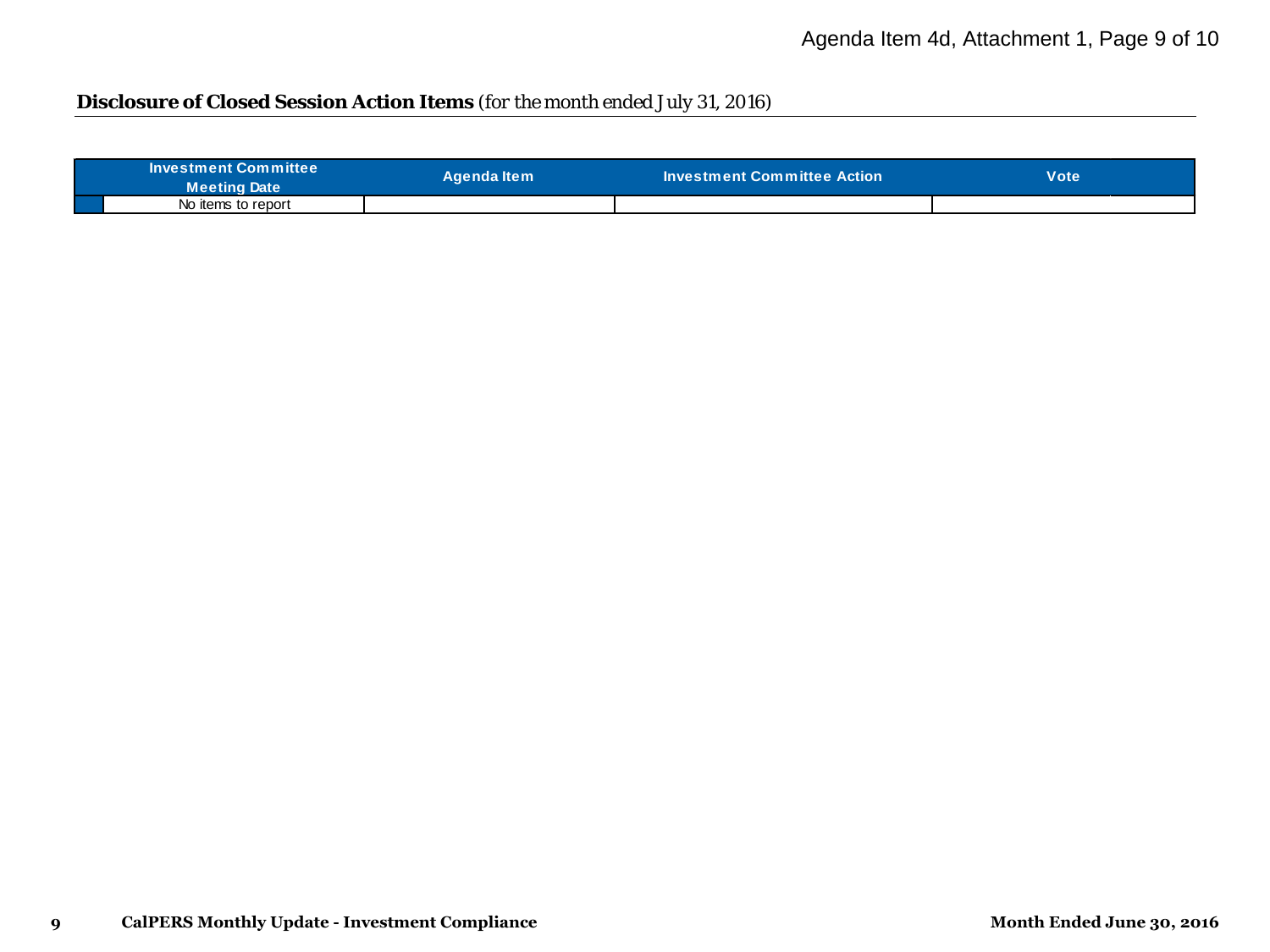**Disclosure of Closed Session Action Items** *(for the month ended July 31, 2016)*

| Investment Committee Meeting Date | Agenda Item | Investment Committee Action | Vote |
|---|---|---|---|
| No items to report | | | |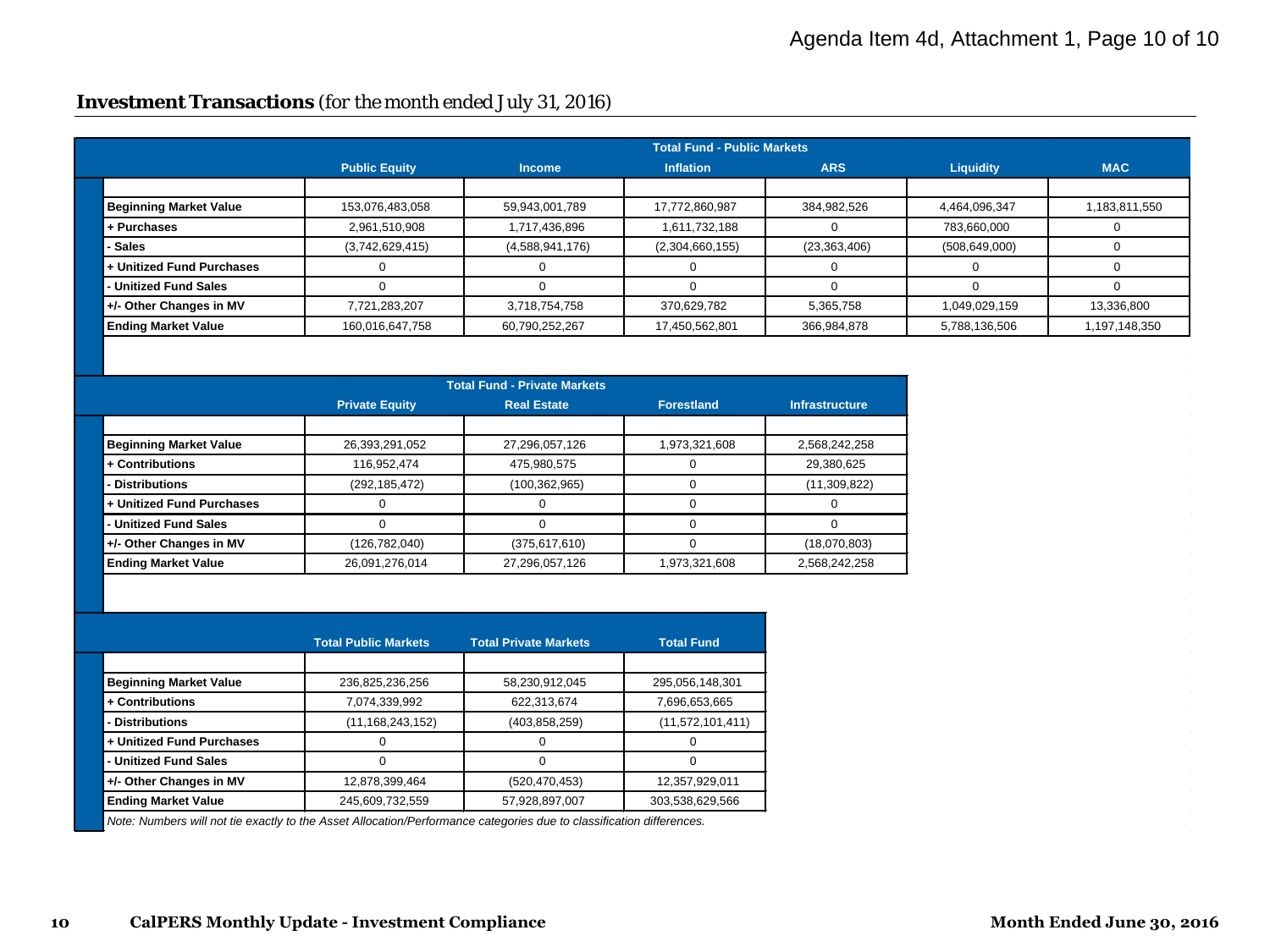## **Investment Transactions** (for the month ended July 31, 2016)

| | Total Fund - Public Markets | | | | | |
|---|---|---|---|---|---|---|
| | Public Equity | Income | Inflation | ARS | Liquidity | MAC |
| **Beginning Market Value** | 153,076,483,058 | 59,943,001,789 | 17,772,860,987 | 384,982,526 | 4,464,096,347 | 1,183,811,550 |
| **+ Purchases** | 2,961,510,908 | 1,717,436,896 | 1,611,732,188 | 0 | 783,660,000 | 0 |
| **- Sales** | (3,742,629,415) | (4,588,941,176) | (2,304,660,155) | (23,363,406) | (508,649,000) | 0 |
| **+ Unitized Fund Purchases** | 0 | 0 | 0 | 0 | 0 | 0 |
| **- Unitized Fund Sales** | 0 | 0 | 0 | 0 | 0 | 0 |
| **+/- Other Changes in MV** | 7,721,283,207 | 3,718,754,758 | 370,629,782 | 5,365,758 | 1,049,029,159 | 13,336,800 |
| **Ending Market Value** | 160,016,647,758 | 60,790,252,267 | 17,450,562,801 | 366,984,878 | 5,788,136,506 | 1,197,148,350 |

| | Total Fund - Private Markets | | | |
|---|---|---|---|---|
| | Private Equity | Real Estate | Forestland | Infrastructure |
| **Beginning Market Value** | 26,393,291,052 | 27,296,057,126 | 1,973,321,608 | 2,568,242,258 |
| **+ Contributions** | 116,952,474 | 475,980,575 | 0 | 29,380,625 |
| **- Distributions** | (292,185,472) | (100,362,965) | 0 | (11,309,822) |
| **+ Unitized Fund Purchases** | 0 | 0 | 0 | 0 |
| **- Unitized Fund Sales** | 0 | 0 | 0 | 0 |
| **+/- Other Changes in MV** | (126,782,040) | (375,617,610) | 0 | (18,070,803) |
| **Ending Market Value** | 26,091,276,014 | 27,296,057,126 | 1,973,321,608 | 2,568,242,258 |

| | Total Public Markets | Total Private Markets | Total Fund |
|---|---|---|---|
| **Beginning Market Value** | 236,825,236,256 | 58,230,912,045 | 295,056,148,301 |
| **+ Contributions** | 7,074,339,992 | 622,313,674 | 7,696,653,665 |
| **- Distributions** | (11,168,243,152) | (403,858,259) | (11,572,101,411) |
| **+ Unitized Fund Purchases** | 0 | 0 | 0 |
| **- Unitized Fund Sales** | 0 | 0 | 0 |
| **+/- Other Changes in MV** | 12,878,399,464 | (520,470,453) | 12,357,929,011 |
| **Ending Market Value** | 245,609,732,559 | 57,928,897,007 | 303,538,629,566 |

*Note: Numbers will not tie exactly to the Asset Allocation/Performance categories due to classification differences.*